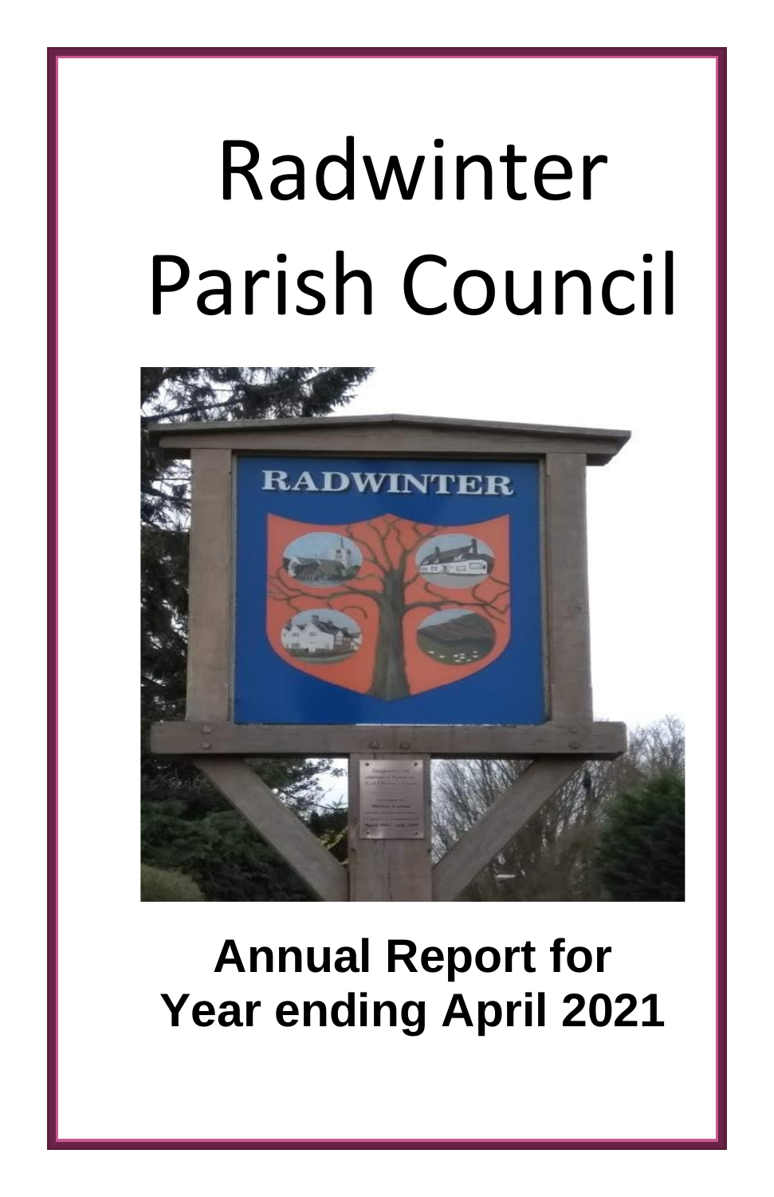# Radwinter Parish Council

**Annual Report for Year ending April 2021**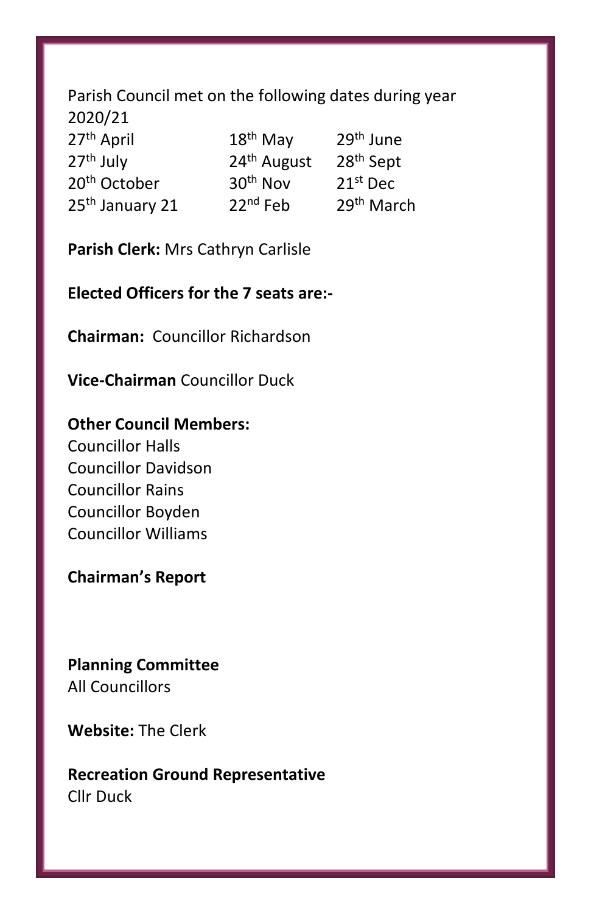Parish Council met on the following dates during year 2020/21

| | | |
|---|---|---|
| 27th April | 18th May | 29th June |
| 27th July | 24th August | 28th Sept |
| 20th October | 30th Nov | 21st Dec |
| 25th January 21 | 22nd Feb | 29th March |

**Parish Clerk:** Mrs Cathryn Carlisle

**Elected Officers for the 7 seats are:-**

**Chairman:** Councillor Richardson

**Vice-Chairman** Councillor Duck

**Other Council Members:**
Councillor Halls
Councillor Davidson
Councillor Rains
Councillor Boyden
Councillor Williams

**Chairman's Report**

**Planning Committee**
All Councillors

**Website:** The Clerk

**Recreation Ground Representative**
Cllr Duck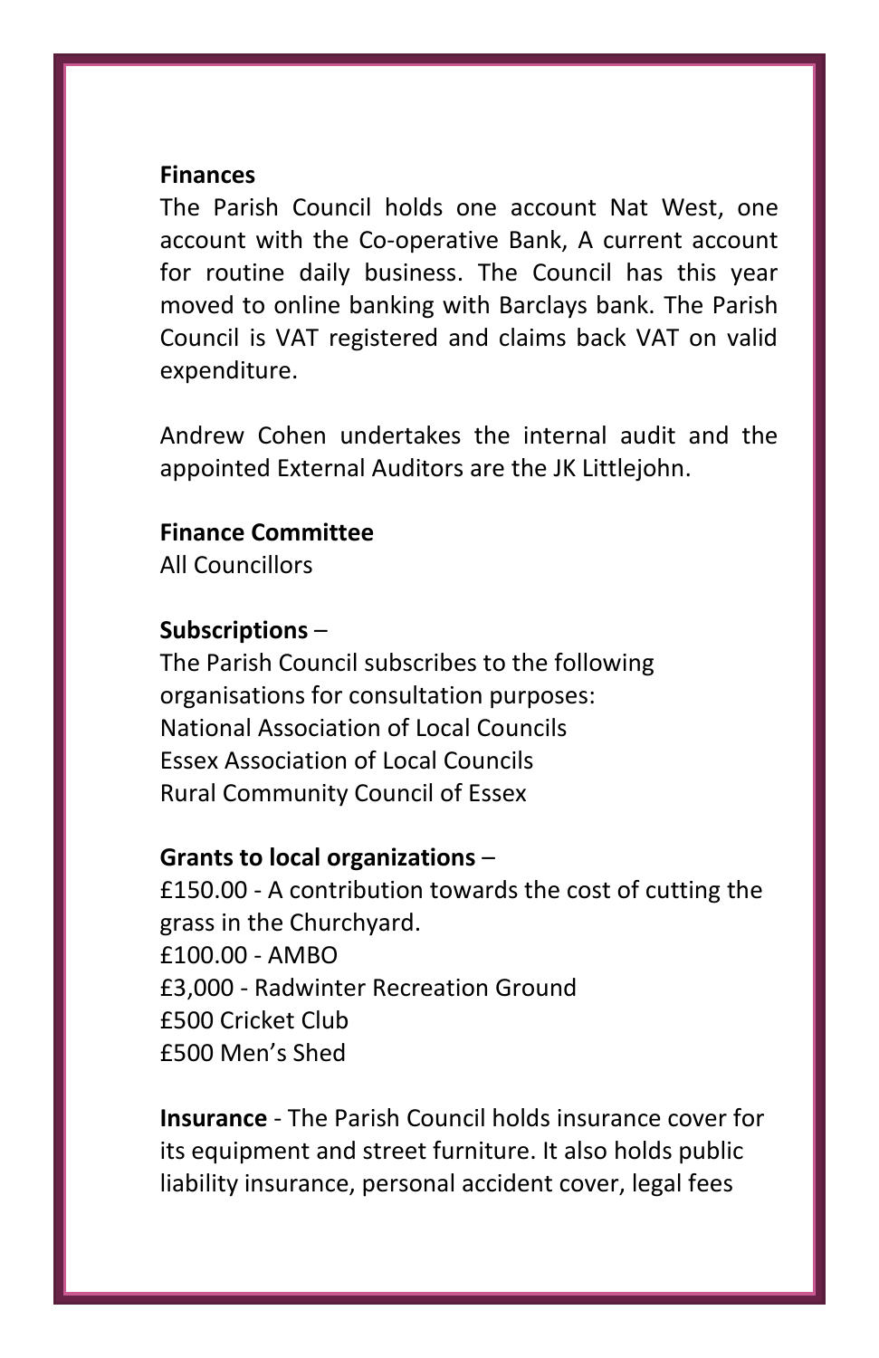**Finances**

The Parish Council holds one account Nat West, one account with the Co-operative Bank, A current account for routine daily business. The Council has this year moved to online banking with Barclays bank. The Parish Council is VAT registered and claims back VAT on valid expenditure.

Andrew Cohen undertakes the internal audit and the appointed External Auditors are the JK Littlejohn.

**Finance Committee**

All Councillors

**Subscriptions** –

The Parish Council subscribes to the following organisations for consultation purposes:
National Association of Local Councils
Essex Association of Local Councils
Rural Community Council of Essex

**Grants to local organizations** –

£150.00 - A contribution towards the cost of cutting the grass in the Churchyard.
£100.00 - AMBO
£3,000 - Radwinter Recreation Ground
£500 Cricket Club
£500 Men's Shed

**Insurance** - The Parish Council holds insurance cover for its equipment and street furniture. It also holds public liability insurance, personal accident cover, legal fees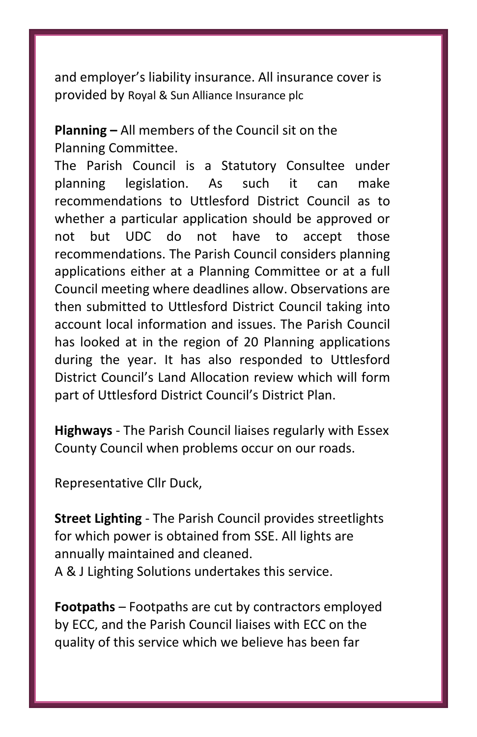and employer's liability insurance. All insurance cover is provided by Royal & Sun Alliance Insurance plc

**Planning –** All members of the Council sit on the Planning Committee.
The Parish Council is a Statutory Consultee under planning legislation. As such it can make recommendations to Uttlesford District Council as to whether a particular application should be approved or not but UDC do not have to accept those recommendations. The Parish Council considers planning applications either at a Planning Committee or at a full Council meeting where deadlines allow. Observations are then submitted to Uttlesford District Council taking into account local information and issues. The Parish Council has looked at in the region of 20 Planning applications during the year. It has also responded to Uttlesford District Council's Land Allocation review which will form part of Uttlesford District Council's District Plan.

**Highways** - The Parish Council liaises regularly with Essex County Council when problems occur on our roads.

Representative Cllr Duck,

**Street Lighting** - The Parish Council provides streetlights for which power is obtained from SSE. All lights are annually maintained and cleaned.
A & J Lighting Solutions undertakes this service.

**Footpaths** – Footpaths are cut by contractors employed by ECC, and the Parish Council liaises with ECC on the quality of this service which we believe has been far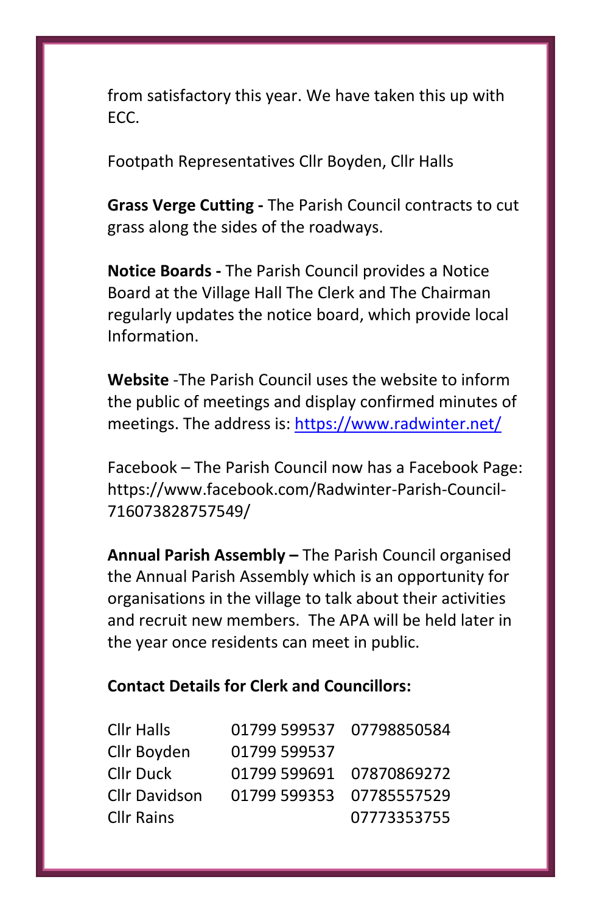from satisfactory this year. We have taken this up with ECC.

Footpath Representatives Cllr Boyden, Cllr Halls

**Grass Verge Cutting -** The Parish Council contracts to cut grass along the sides of the roadways.

**Notice Boards -** The Parish Council provides a Notice Board at the Village Hall The Clerk and The Chairman regularly updates the notice board, which provide local Information.

**Website** -The Parish Council uses the website to inform the public of meetings and display confirmed minutes of meetings. The address is: [https://www.radwinter.net/](https://www.radwinter.net/)

Facebook – The Parish Council now has a Facebook Page: https://www.facebook.com/Radwinter-Parish-Council-716073828757549/

**Annual Parish Assembly –** The Parish Council organised the Annual Parish Assembly which is an opportunity for organisations in the village to talk about their activities and recruit new members. The APA will be held later in the year once residents can meet in public.

**Contact Details for Clerk and Councillors:**

| | | |
|---|---|---|
| Cllr Halls | 01799 599537 | 07798850584 |
| Cllr Boyden | 01799 599537 | |
| Cllr Duck | 01799 599691 | 07870869272 |
| Cllr Davidson | 01799 599353 | 07785557529 |
| Cllr Rains | | 07773353755 |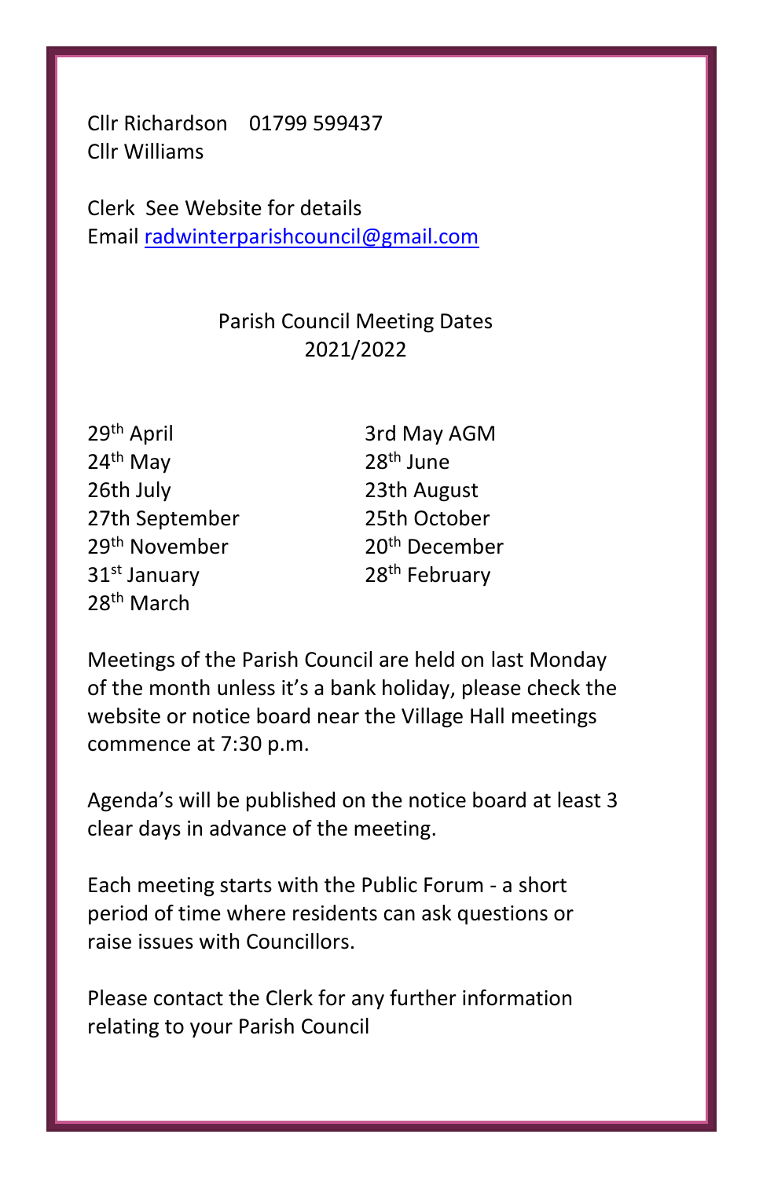Cllr Richardson 01799 599437
Cllr Williams

Clerk See Website for details
Email radwinterparishcouncil@gmail.com

Parish Council Meeting Dates
2021/2022

29th April
3rd May AGM
24th May
28th June
26th July
23th August
27th September
25th October
29th November
20th December
31st January
28th February
28th March

Meetings of the Parish Council are held on last Monday of the month unless it's a bank holiday, please check the website or notice board near the Village Hall meetings commence at 7:30 p.m.

Agenda's will be published on the notice board at least 3 clear days in advance of the meeting.

Each meeting starts with the Public Forum - a short period of time where residents can ask questions or raise issues with Councillors.

Please contact the Clerk for any further information relating to your Parish Council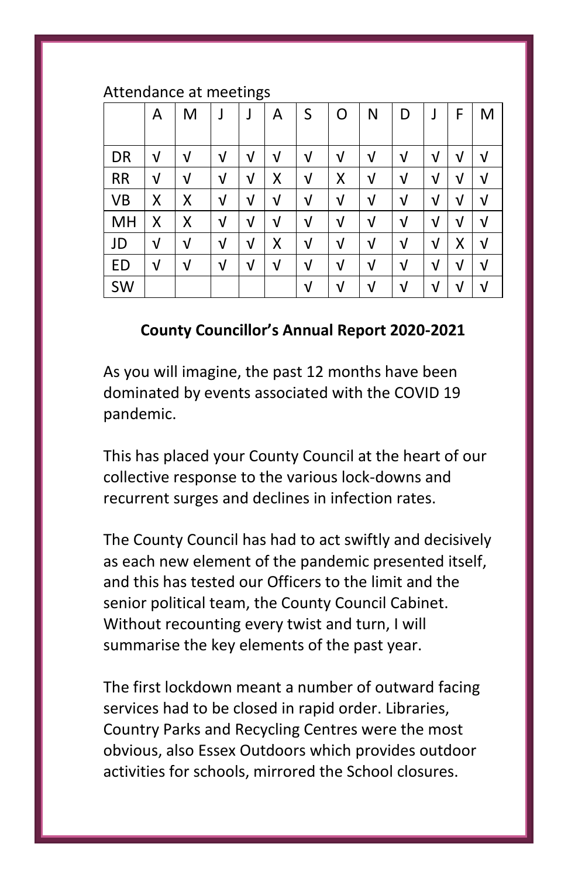Attendance at meetings

| | A | M | J | J | A | S | O | N | D | J | F | M |
|---|---|---|---|---|---|---|---|---|---|---|---|---|
| DR | √ | √ | √ | √ | √ | √ | √ | √ | √ | √ | √ | √ |
| RR | √ | √ | √ | √ | X | √ | X | √ | √ | √ | √ | √ |
| VB | X | X | √ | √ | √ | √ | √ | √ | √ | √ | √ | √ |
| MH | X | X | √ | √ | √ | √ | √ | √ | √ | √ | √ | √ |
| JD | √ | √ | √ | √ | X | √ | √ | √ | √ | √ | X | √ |
| ED | √ | √ | √ | √ | √ | √ | √ | √ | √ | √ | √ | √ |
| SW | | | | | | √ | √ | √ | √ | √ | √ | √ |

**County Councillor's Annual Report 2020-2021**

As you will imagine, the past 12 months have been dominated by events associated with the COVID 19 pandemic.

This has placed your County Council at the heart of our collective response to the various lock-downs and recurrent surges and declines in infection rates.

The County Council has had to act swiftly and decisively as each new element of the pandemic presented itself, and this has tested our Officers to the limit and the senior political team, the County Council Cabinet. Without recounting every twist and turn, I will summarise the key elements of the past year.

The first lockdown meant a number of outward facing services had to be closed in rapid order. Libraries, Country Parks and Recycling Centres were the most obvious, also Essex Outdoors which provides outdoor activities for schools, mirrored the School closures.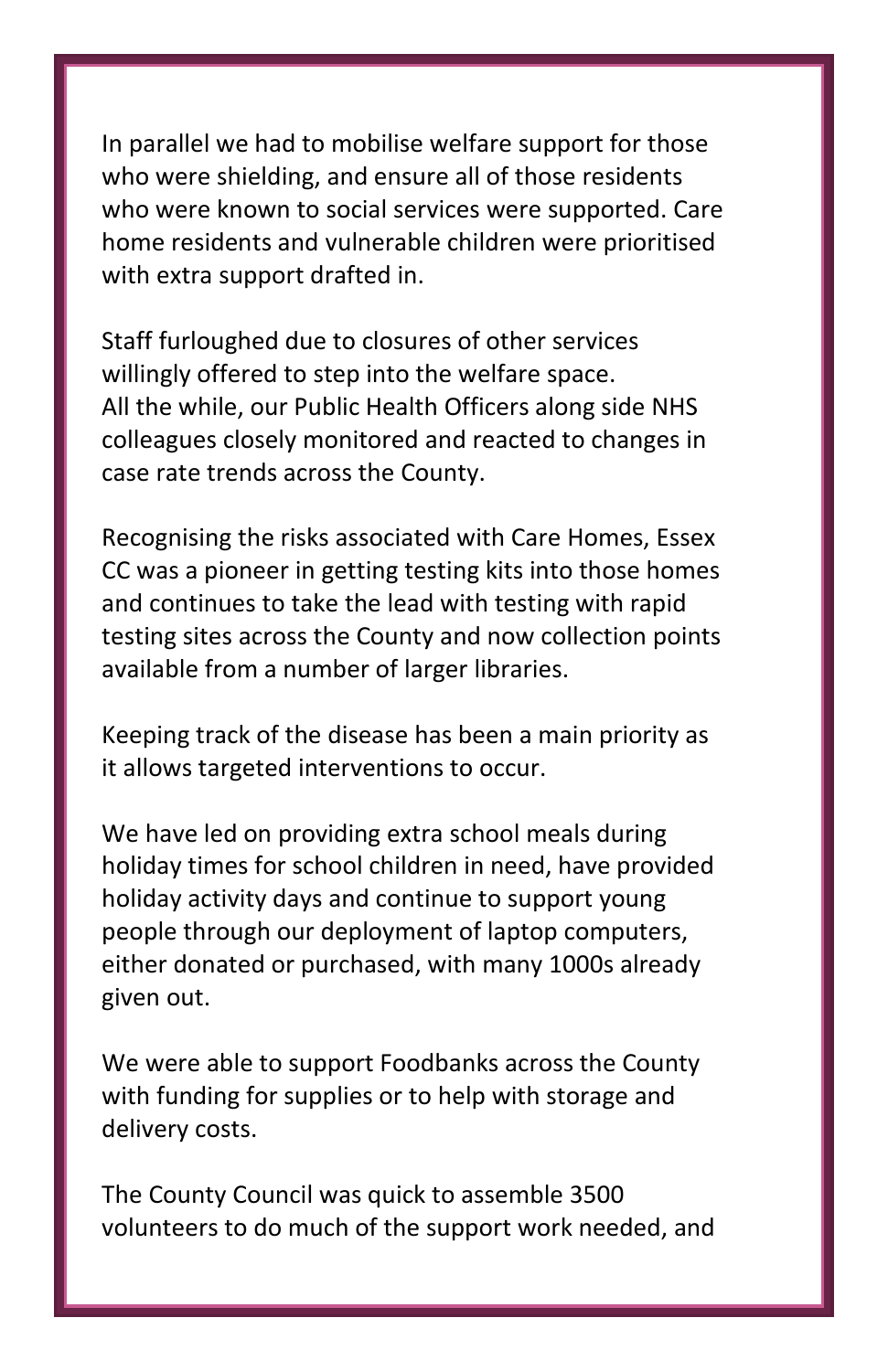In parallel we had to mobilise welfare support for those who were shielding, and ensure all of those residents who were known to social services were supported. Care home residents and vulnerable children were prioritised with extra support drafted in.

Staff furloughed due to closures of other services willingly offered to step into the welfare space. All the while, our Public Health Officers along side NHS colleagues closely monitored and reacted to changes in case rate trends across the County.

Recognising the risks associated with Care Homes, Essex CC was a pioneer in getting testing kits into those homes and continues to take the lead with testing with rapid testing sites across the County and now collection points available from a number of larger libraries.

Keeping track of the disease has been a main priority as it allows targeted interventions to occur.

We have led on providing extra school meals during holiday times for school children in need, have provided holiday activity days and continue to support young people through our deployment of laptop computers, either donated or purchased, with many 1000s already given out.

We were able to support Foodbanks across the County with funding for supplies or to help with storage and delivery costs.

The County Council was quick to assemble 3500 volunteers to do much of the support work needed, and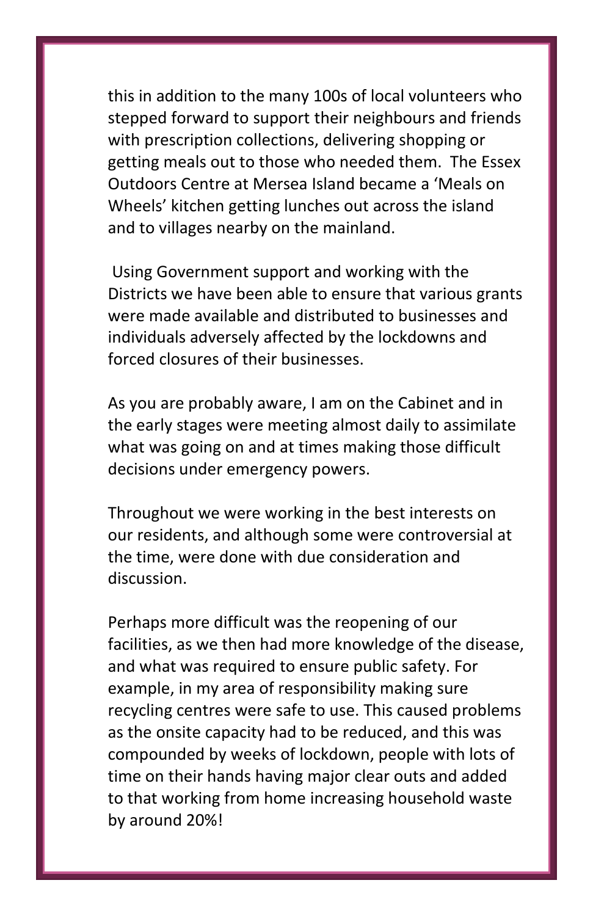this in addition to the many 100s of local volunteers who stepped forward to support their neighbours and friends with prescription collections, delivering shopping or getting meals out to those who needed them. The Essex Outdoors Centre at Mersea Island became a 'Meals on Wheels' kitchen getting lunches out across the island and to villages nearby on the mainland.

Using Government support and working with the Districts we have been able to ensure that various grants were made available and distributed to businesses and individuals adversely affected by the lockdowns and forced closures of their businesses.

As you are probably aware, I am on the Cabinet and in the early stages were meeting almost daily to assimilate what was going on and at times making those difficult decisions under emergency powers.

Throughout we were working in the best interests on our residents, and although some were controversial at the time, were done with due consideration and discussion.

Perhaps more difficult was the reopening of our facilities, as we then had more knowledge of the disease, and what was required to ensure public safety. For example, in my area of responsibility making sure recycling centres were safe to use. This caused problems as the onsite capacity had to be reduced, and this was compounded by weeks of lockdown, people with lots of time on their hands having major clear outs and added to that working from home increasing household waste by around 20%!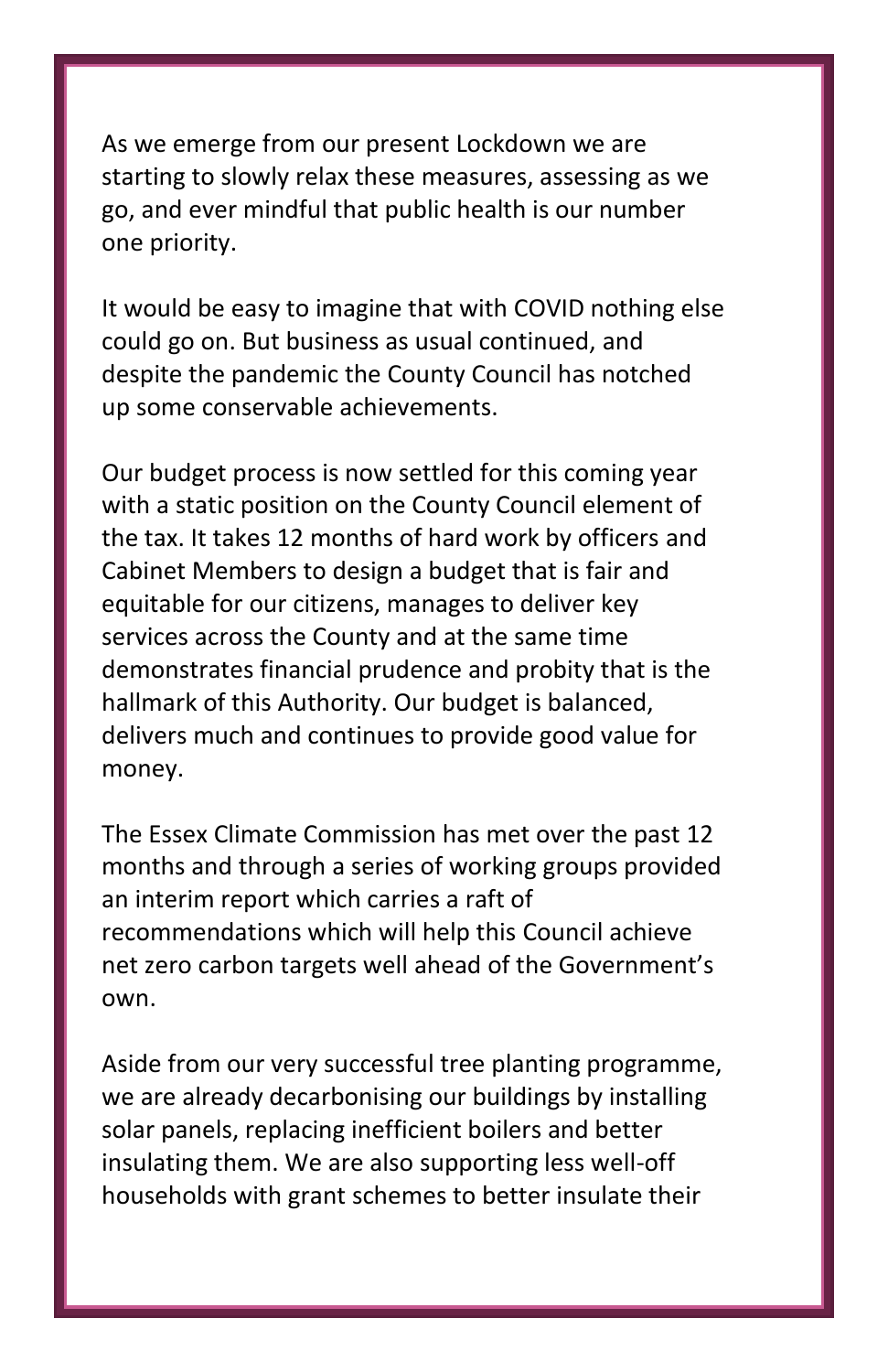As we emerge from our present Lockdown we are starting to slowly relax these measures, assessing as we go, and ever mindful that public health is our number one priority.

It would be easy to imagine that with COVID nothing else could go on. But business as usual continued, and despite the pandemic the County Council has notched up some conservable achievements.

Our budget process is now settled for this coming year with a static position on the County Council element of the tax. It takes 12 months of hard work by officers and Cabinet Members to design a budget that is fair and equitable for our citizens, manages to deliver key services across the County and at the same time demonstrates financial prudence and probity that is the hallmark of this Authority. Our budget is balanced, delivers much and continues to provide good value for money.

The Essex Climate Commission has met over the past 12 months and through a series of working groups provided an interim report which carries a raft of recommendations which will help this Council achieve net zero carbon targets well ahead of the Government's own.

Aside from our very successful tree planting programme, we are already decarbonising our buildings by installing solar panels, replacing inefficient boilers and better insulating them. We are also supporting less well-off households with grant schemes to better insulate their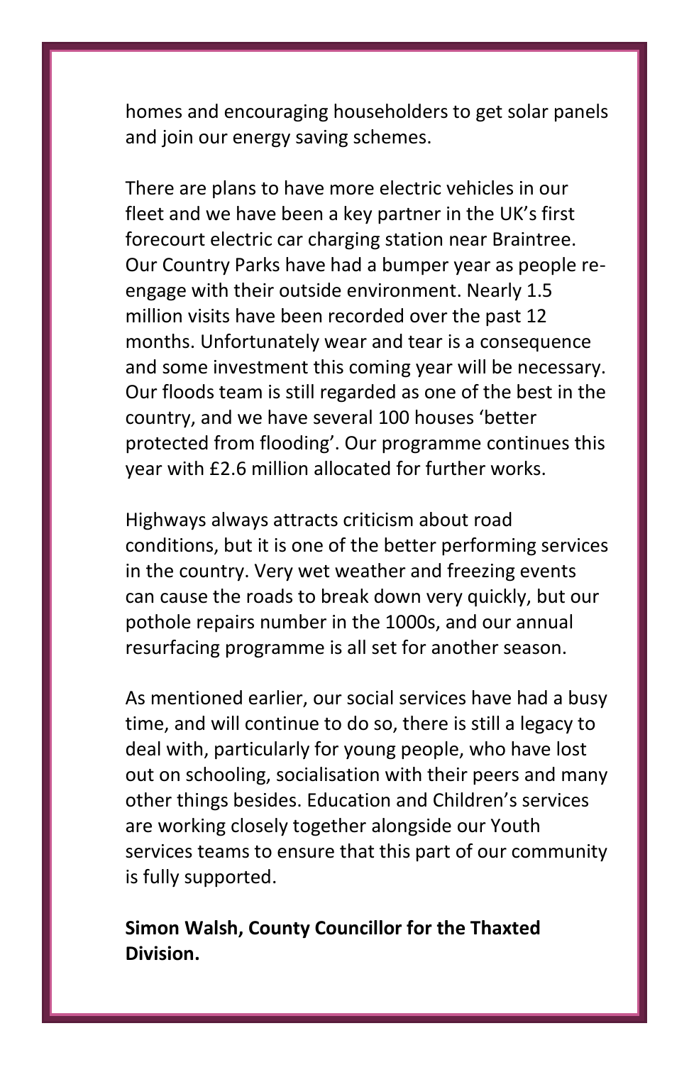homes and encouraging householders to get solar panels and join our energy saving schemes.

There are plans to have more electric vehicles in our fleet and we have been a key partner in the UK's first forecourt electric car charging station near Braintree. Our Country Parks have had a bumper year as people re-engage with their outside environment. Nearly 1.5 million visits have been recorded over the past 12 months. Unfortunately wear and tear is a consequence and some investment this coming year will be necessary. Our floods team is still regarded as one of the best in the country, and we have several 100 houses 'better protected from flooding'. Our programme continues this year with £2.6 million allocated for further works.

Highways always attracts criticism about road conditions, but it is one of the better performing services in the country. Very wet weather and freezing events can cause the roads to break down very quickly, but our pothole repairs number in the 1000s, and our annual resurfacing programme is all set for another season.

As mentioned earlier, our social services have had a busy time, and will continue to do so, there is still a legacy to deal with, particularly for young people, who have lost out on schooling, socialisation with their peers and many other things besides. Education and Children's services are working closely together alongside our Youth services teams to ensure that this part of our community is fully supported.

**Simon Walsh, County Councillor for the Thaxted Division.**